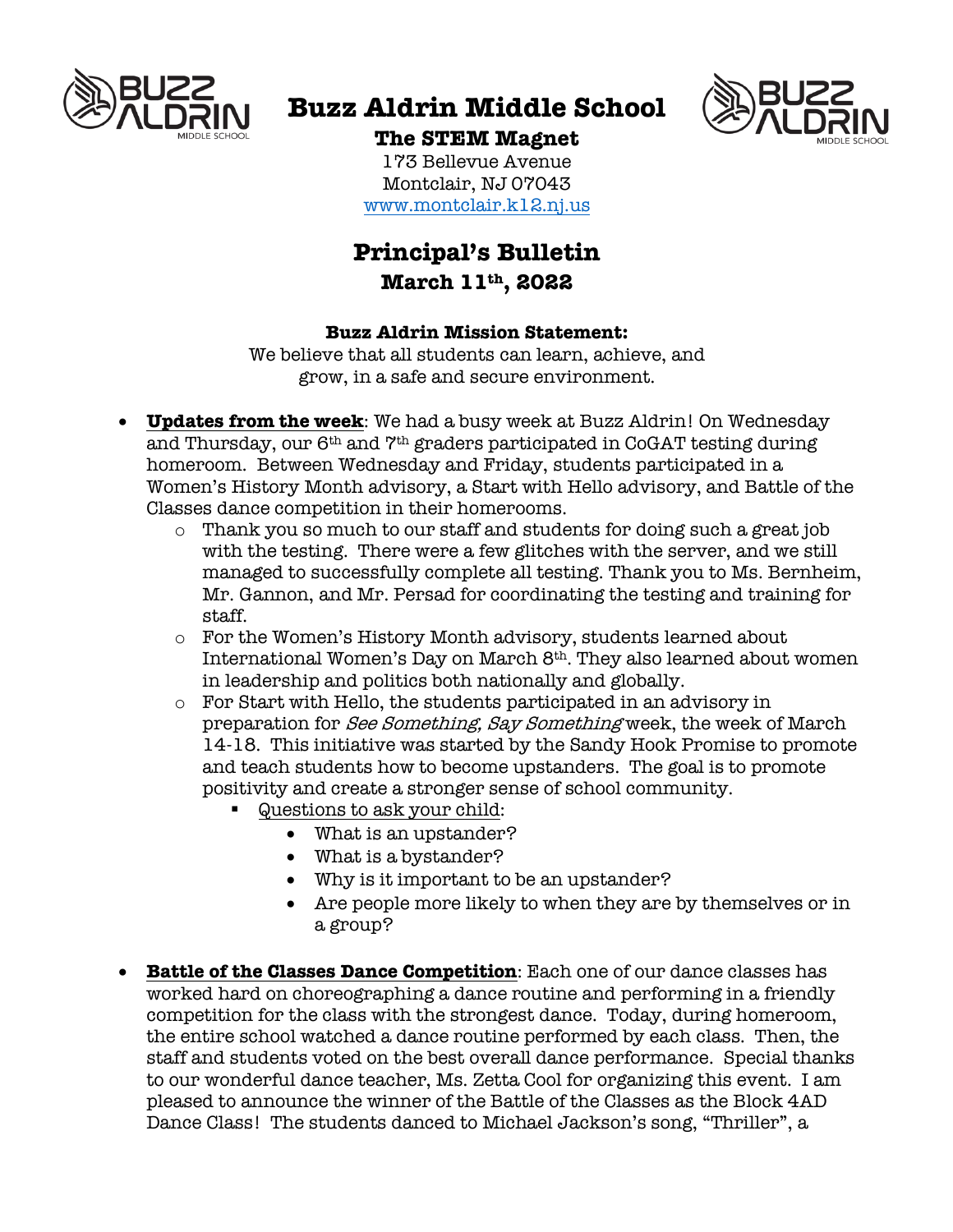# Buzz Aldrin Middle School

**The STEM Magnet**

173 Bellevue Avenue
Montclair, NJ 07043
www.montclair.k12.nj.us

## Principal's Bulletin

**March 11th, 2022**

**Buzz Aldrin Mission Statement:**

We believe that all students can learn, achieve, and grow, in a safe and secure environment.

- **Updates from the week**: We had a busy week at Buzz Aldrin! On Wednesday and Thursday, our 6th and 7th graders participated in CoGAT testing during homeroom. Between Wednesday and Friday, students participated in a Women's History Month advisory, a Start with Hello advisory, and Battle of the Classes dance competition in their homerooms.
  - Thank you so much to our staff and students for doing such a great job with the testing. There were a few glitches with the server, and we still managed to successfully complete all testing. Thank you to Ms. Bernheim, Mr. Gannon, and Mr. Persad for coordinating the testing and training for staff.
  - For the Women's History Month advisory, students learned about International Women's Day on March 8th. They also learned about women in leadership and politics both nationally and globally.
  - For Start with Hello, the students participated in an advisory in preparation for *See Something, Say Something* week, the week of March 14-18. This initiative was started by the Sandy Hook Promise to promote and teach students how to become upstanders. The goal is to promote positivity and create a stronger sense of school community.
    - Questions to ask your child:
      - What is an upstander?
      - What is a bystander?
      - Why is it important to be an upstander?
      - Are people more likely to when they are by themselves or in a group?

- **Battle of the Classes Dance Competition**: Each one of our dance classes has worked hard on choreographing a dance routine and performing in a friendly competition for the class with the strongest dance. Today, during homeroom, the entire school watched a dance routine performed by each class. Then, the staff and students voted on the best overall dance performance. Special thanks to our wonderful dance teacher, Ms. Zetta Cool for organizing this event. I am pleased to announce the winner of the Battle of the Classes as the Block 4AD Dance Class! The students danced to Michael Jackson's song, "Thriller", a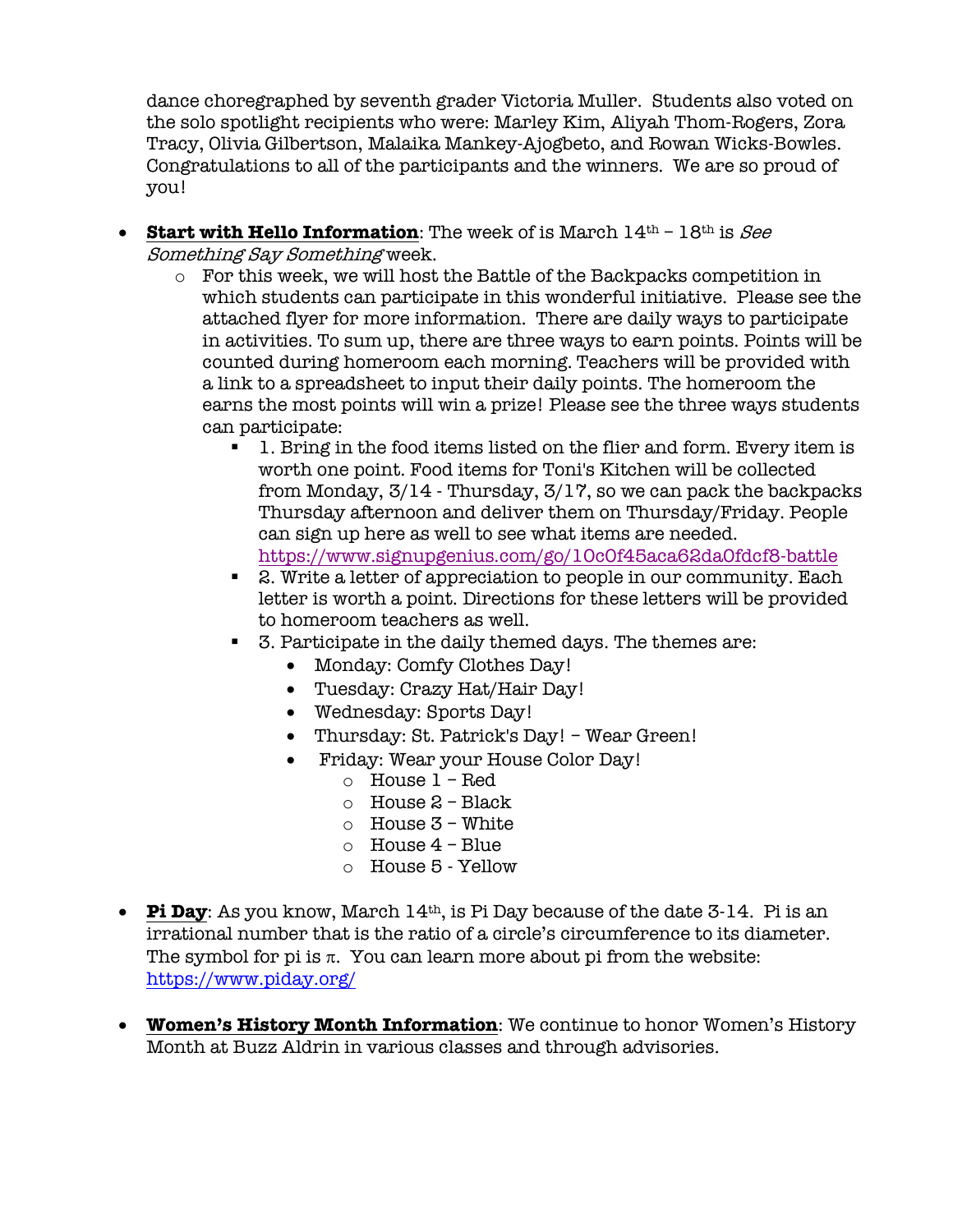dance choregraphed by seventh grader Victoria Muller. Students also voted on the solo spotlight recipients who were: Marley Kim, Aliyah Thom-Rogers, Zora Tracy, Olivia Gilbertson, Malaika Mankey-Ajogbeto, and Rowan Wicks-Bowles. Congratulations to all of the participants and the winners. We are so proud of you!

- **Start with Hello Information**: The week of is March 14th – 18th is *See Something Say Something* week.
  - For this week, we will host the Battle of the Backpacks competition in which students can participate in this wonderful initiative. Please see the attached flyer for more information. There are daily ways to participate in activities. To sum up, there are three ways to earn points. Points will be counted during homeroom each morning. Teachers will be provided with a link to a spreadsheet to input their daily points. The homeroom the earns the most points will win a prize! Please see the three ways students can participate:
    - 1. Bring in the food items listed on the flier and form. Every item is worth one point. Food items for Toni's Kitchen will be collected from Monday, 3/14 - Thursday, 3/17, so we can pack the backpacks Thursday afternoon and deliver them on Thursday/Friday. People can sign up here as well to see what items are needed. https://www.signupgenius.com/go/10c0f45aca62da0fdcf8-battle
    - 2. Write a letter of appreciation to people in our community. Each letter is worth a point. Directions for these letters will be provided to homeroom teachers as well.
    - 3. Participate in the daily themed days. The themes are:
      - Monday: Comfy Clothes Day!
      - Tuesday: Crazy Hat/Hair Day!
      - Wednesday: Sports Day!
      - Thursday: St. Patrick's Day! – Wear Green!
      - Friday: Wear your House Color Day!
        - House 1 – Red
        - House 2 – Black
        - House 3 – White
        - House 4 – Blue
        - House 5 - Yellow

- **Pi Day**: As you know, March 14th, is Pi Day because of the date 3-14. Pi is an irrational number that is the ratio of a circle's circumference to its diameter. The symbol for pi is $\pi$. You can learn more about pi from the website: https://www.piday.org/

- **Women's History Month Information**: We continue to honor Women's History Month at Buzz Aldrin in various classes and through advisories.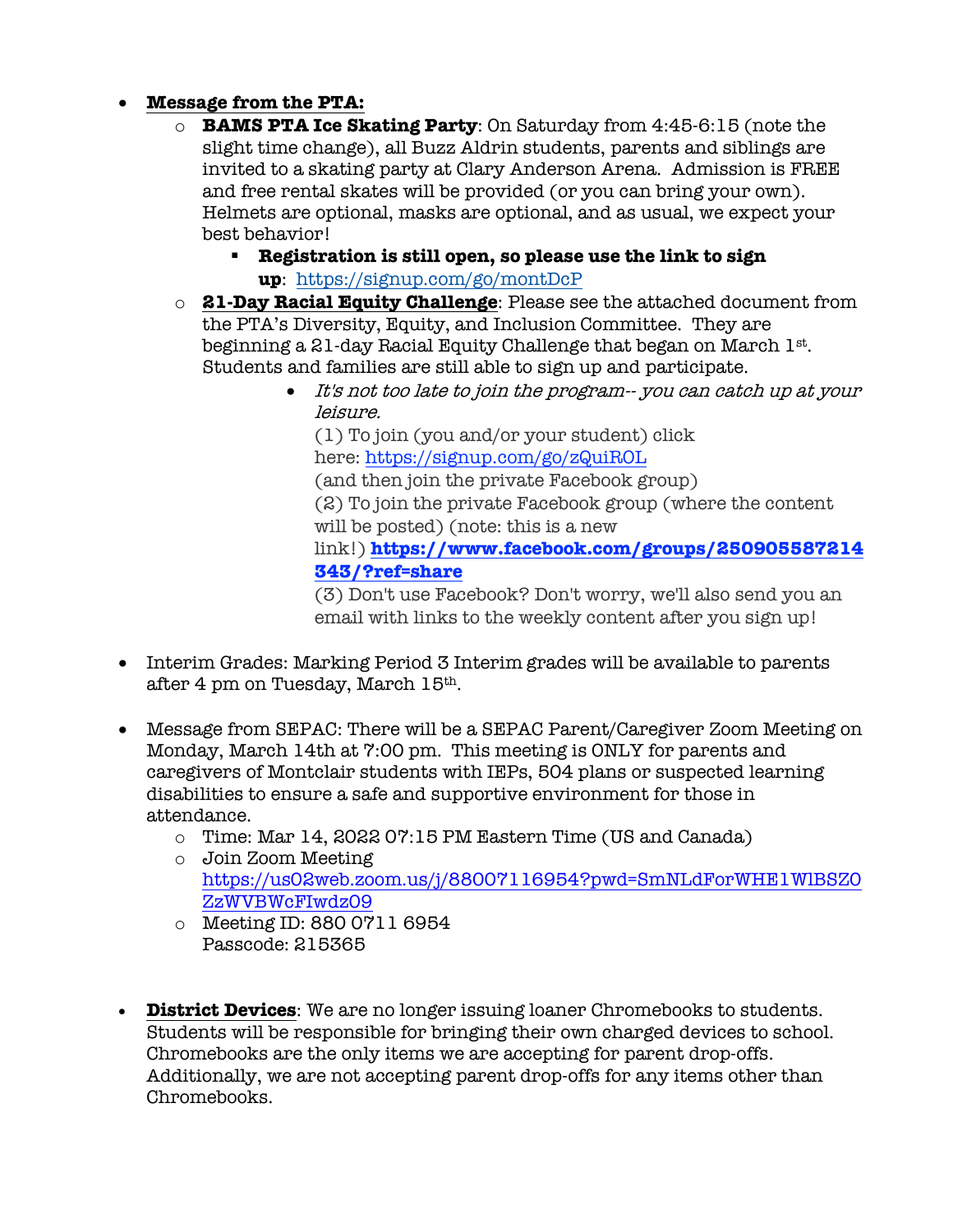- **Message from the PTA:**
  - **BAMS PTA Ice Skating Party**: On Saturday from 4:45-6:15 (note the slight time change), all Buzz Aldrin students, parents and siblings are invited to a skating party at Clary Anderson Arena. Admission is FREE and free rental skates will be provided (or you can bring your own). Helmets are optional, masks are optional, and as usual, we expect your best behavior!
    - **Registration is still open, so please use the link to sign up**: https://signup.com/go/montDcP
  - **21-Day Racial Equity Challenge**: Please see the attached document from the PTA's Diversity, Equity, and Inclusion Committee. They are beginning a 21-day Racial Equity Challenge that began on March 1st. Students and families are still able to sign up and participate.
    - *It's not too late to join the program-- you can catch up at your leisure.*
      (1) To join (you and/or your student) click here: https://signup.com/go/zQuiROL
      (and then join the private Facebook group)
      (2) To join the private Facebook group (where the content will be posted) (note: this is a new link!) **https://www.facebook.com/groups/250905587214343/?ref=share**
      (3) Don't use Facebook? Don't worry, we'll also send you an email with links to the weekly content after you sign up!

- Interim Grades: Marking Period 3 Interim grades will be available to parents after 4 pm on Tuesday, March 15th.

- Message from SEPAC: There will be a SEPAC Parent/Caregiver Zoom Meeting on Monday, March 14th at 7:00 pm. This meeting is ONLY for parents and caregivers of Montclair students with IEPs, 504 plans or suspected learning disabilities to ensure a safe and supportive environment for those in attendance.
  - Time: Mar 14, 2022 07:15 PM Eastern Time (US and Canada)
  - Join Zoom Meeting
    https://us02web.zoom.us/j/88007116954?pwd=SmNLdForWHE1WlBSZ0ZzWVBWcFIwdz09
  - Meeting ID: 880 0711 6954
    Passcode: 215365

- **District Devices**: We are no longer issuing loaner Chromebooks to students. Students will be responsible for bringing their own charged devices to school. Chromebooks are the only items we are accepting for parent drop-offs. Additionally, we are not accepting parent drop-offs for any items other than Chromebooks.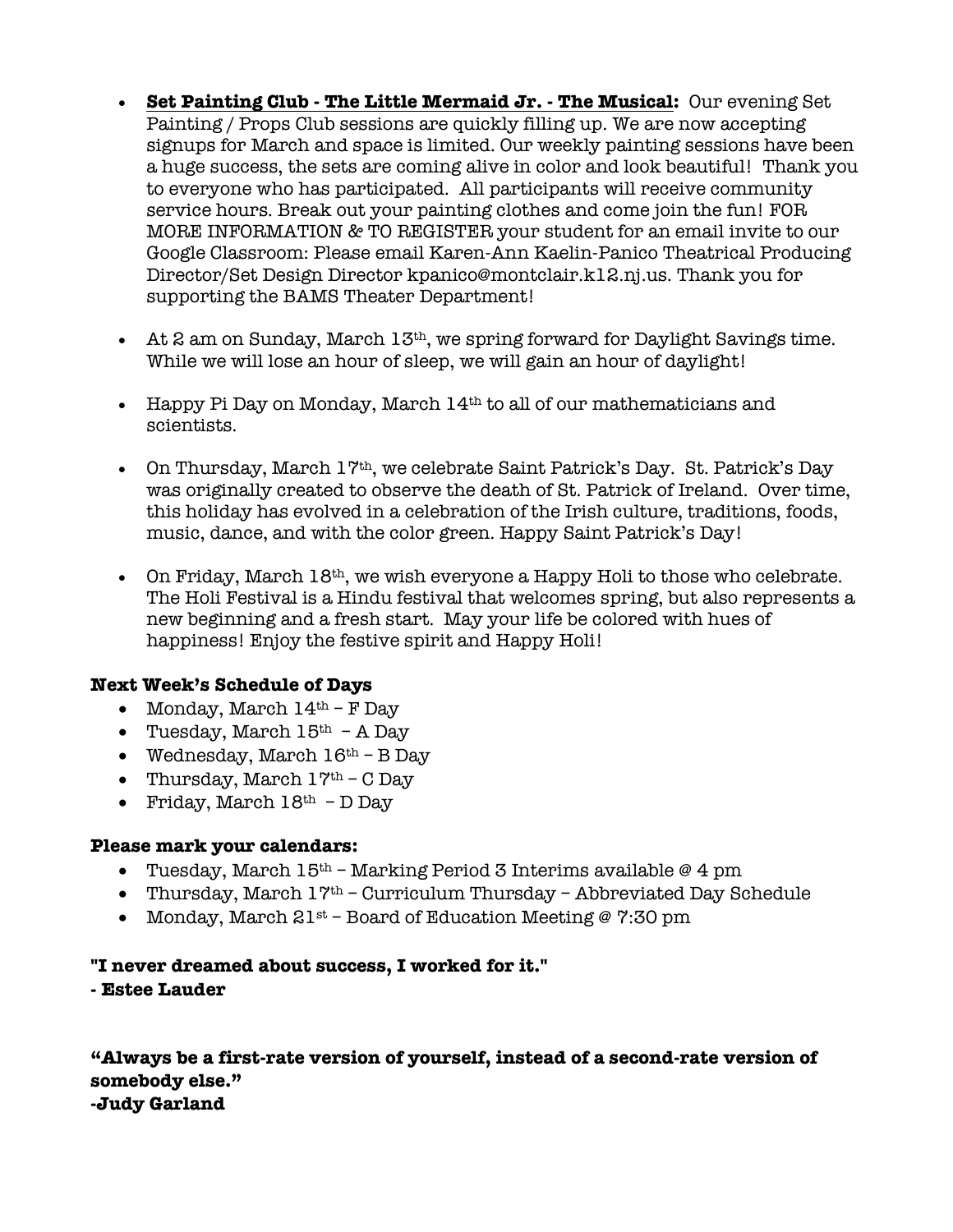- **Set Painting Club - The Little Mermaid Jr. - The Musical:** Our evening Set Painting / Props Club sessions are quickly filling up. We are now accepting signups for March and space is limited. Our weekly painting sessions have been a huge success, the sets are coming alive in color and look beautiful! Thank you to everyone who has participated. All participants will receive community service hours. Break out your painting clothes and come join the fun! FOR MORE INFORMATION & TO REGISTER your student for an email invite to our Google Classroom: Please email Karen-Ann Kaelin-Panico Theatrical Producing Director/Set Design Director kpanico@montclair.k12.nj.us. Thank you for supporting the BAMS Theater Department!

- At 2 am on Sunday, March 13th, we spring forward for Daylight Savings time. While we will lose an hour of sleep, we will gain an hour of daylight!

- Happy Pi Day on Monday, March 14th to all of our mathematicians and scientists.

- On Thursday, March 17th, we celebrate Saint Patrick's Day. St. Patrick's Day was originally created to observe the death of St. Patrick of Ireland. Over time, this holiday has evolved in a celebration of the Irish culture, traditions, foods, music, dance, and with the color green. Happy Saint Patrick's Day!

- On Friday, March 18th, we wish everyone a Happy Holi to those who celebrate. The Holi Festival is a Hindu festival that welcomes spring, but also represents a new beginning and a fresh start. May your life be colored with hues of happiness! Enjoy the festive spirit and Happy Holi!

**Next Week's Schedule of Days**

- Monday, March 14th – F Day
- Tuesday, March 15th – A Day
- Wednesday, March 16th – B Day
- Thursday, March 17th – C Day
- Friday, March 18th – D Day

**Please mark your calendars:**

- Tuesday, March 15th – Marking Period 3 Interims available @ 4 pm
- Thursday, March 17th – Curriculum Thursday – Abbreviated Day Schedule
- Monday, March 21st – Board of Education Meeting @ 7:30 pm

**"I never dreamed about success, I worked for it."**
**- Estee Lauder**

**"Always be a first-rate version of yourself, instead of a second-rate version of somebody else."**
**-Judy Garland**